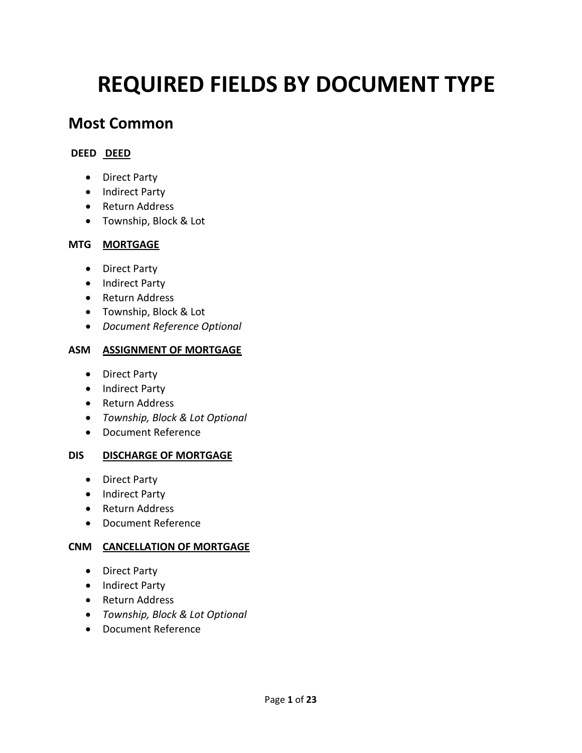# REQUIRED FIELDS BY DOCUMENT TYPE

## Most Common

**DEED** **<u>DEED</u>**

- Direct Party
- Indirect Party
- Return Address
- Township, Block & Lot

**MTG** **<u>MORTGAGE</u>**

- Direct Party
- Indirect Party
- Return Address
- Township, Block & Lot
- *Document Reference Optional*

**ASM** **<u>ASSIGNMENT OF MORTGAGE</u>**

- Direct Party
- Indirect Party
- Return Address
- *Township, Block & Lot Optional*
- Document Reference

**DIS** **<u>DISCHARGE OF MORTGAGE</u>**

- Direct Party
- Indirect Party
- Return Address
- Document Reference

**CNM** **<u>CANCELLATION OF MORTGAGE</u>**

- Direct Party
- Indirect Party
- Return Address
- *Township, Block & Lot Optional*
- Document Reference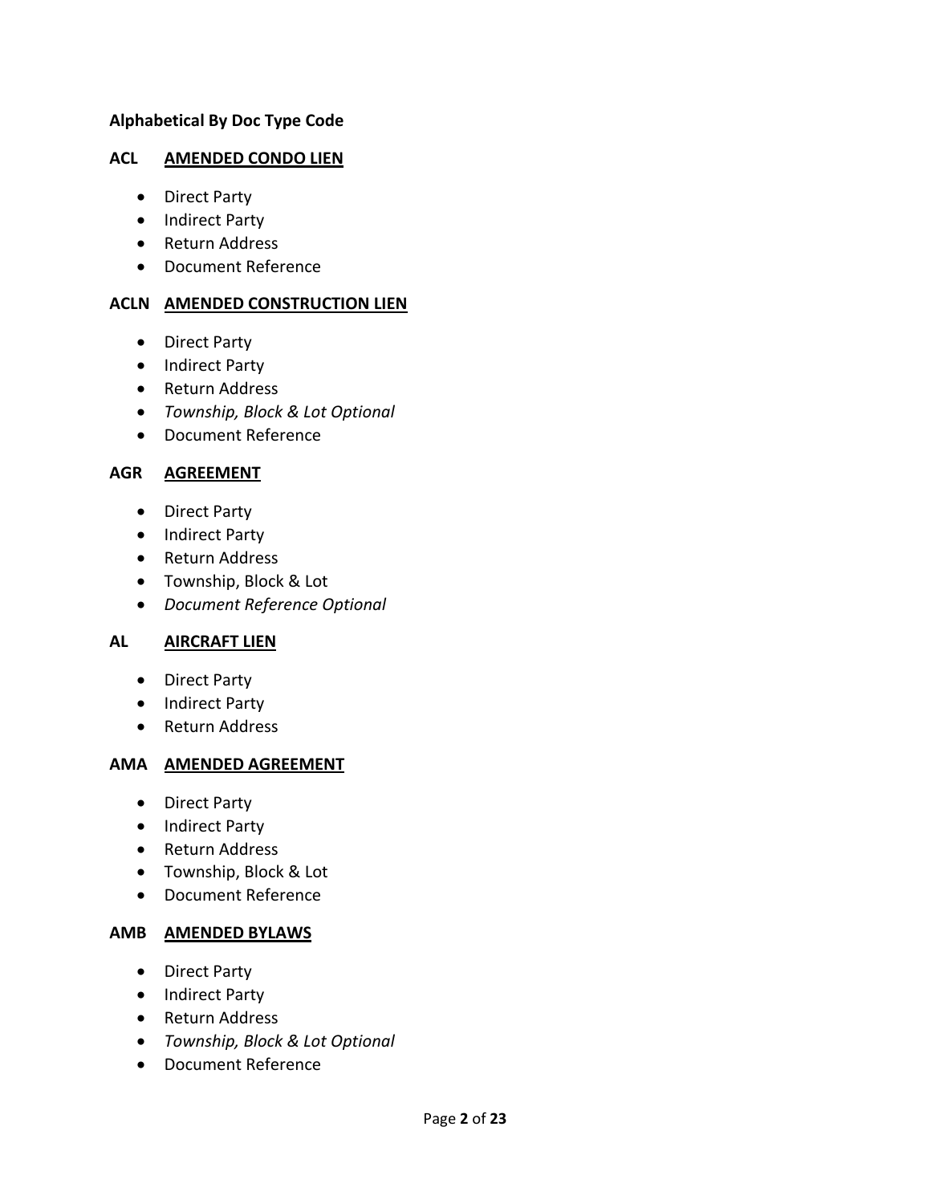**Alphabetical By Doc Type Code**

**ACL** **AMENDED CONDO LIEN**

- Direct Party
- Indirect Party
- Return Address
- Document Reference

**ACLN** **AMENDED CONSTRUCTION LIEN**

- Direct Party
- Indirect Party
- Return Address
- *Township, Block & Lot Optional*
- Document Reference

**AGR** **AGREEMENT**

- Direct Party
- Indirect Party
- Return Address
- Township, Block & Lot
- *Document Reference Optional*

**AL** **AIRCRAFT LIEN**

- Direct Party
- Indirect Party
- Return Address

**AMA** **AMENDED AGREEMENT**

- Direct Party
- Indirect Party
- Return Address
- Township, Block & Lot
- Document Reference

**AMB** **AMENDED BYLAWS**

- Direct Party
- Indirect Party
- Return Address
- *Township, Block & Lot Optional*
- Document Reference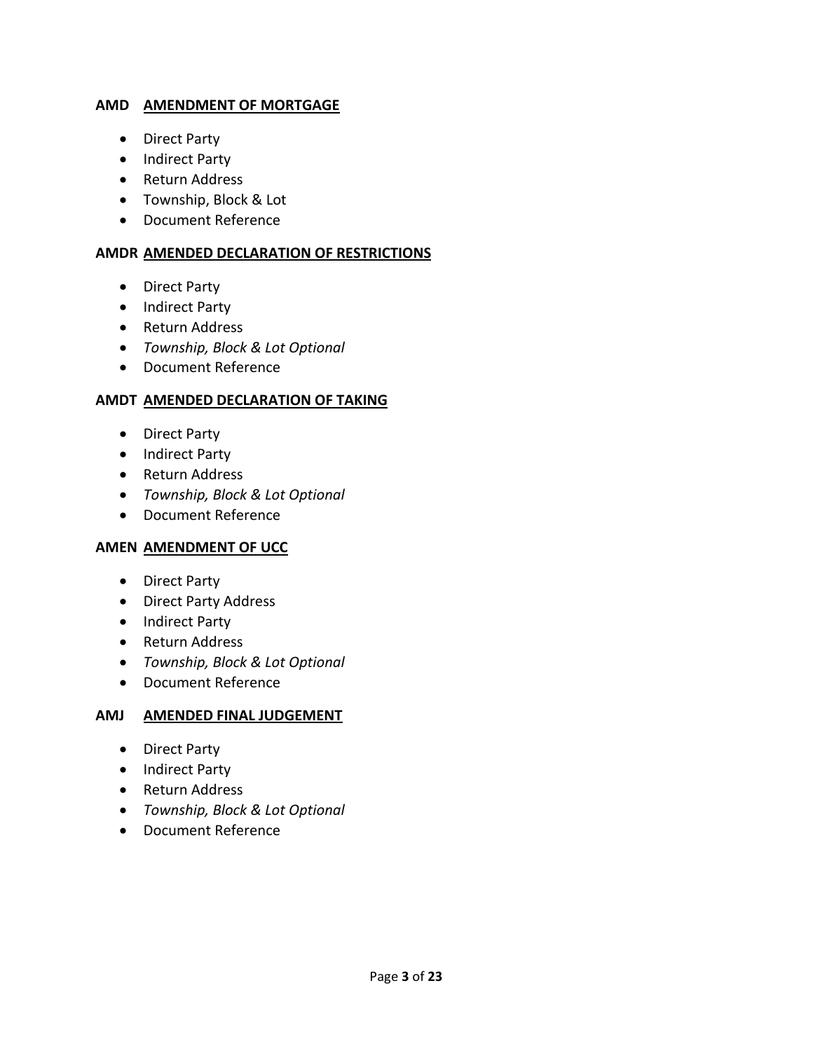**AMD** **<u>AMENDMENT OF MORTGAGE</u>**

- Direct Party
- Indirect Party
- Return Address
- Township, Block & Lot
- Document Reference

**AMDR** **<u>AMENDED DECLARATION OF RESTRICTIONS</u>**

- Direct Party
- Indirect Party
- Return Address
- *Township, Block & Lot Optional*
- Document Reference

**AMDT** **<u>AMENDED DECLARATION OF TAKING</u>**

- Direct Party
- Indirect Party
- Return Address
- *Township, Block & Lot Optional*
- Document Reference

**AMEN** **<u>AMENDMENT OF UCC</u>**

- Direct Party
- Direct Party Address
- Indirect Party
- Return Address
- *Township, Block & Lot Optional*
- Document Reference

**AMJ** **<u>AMENDED FINAL JUDGEMENT</u>**

- Direct Party
- Indirect Party
- Return Address
- *Township, Block & Lot Optional*
- Document Reference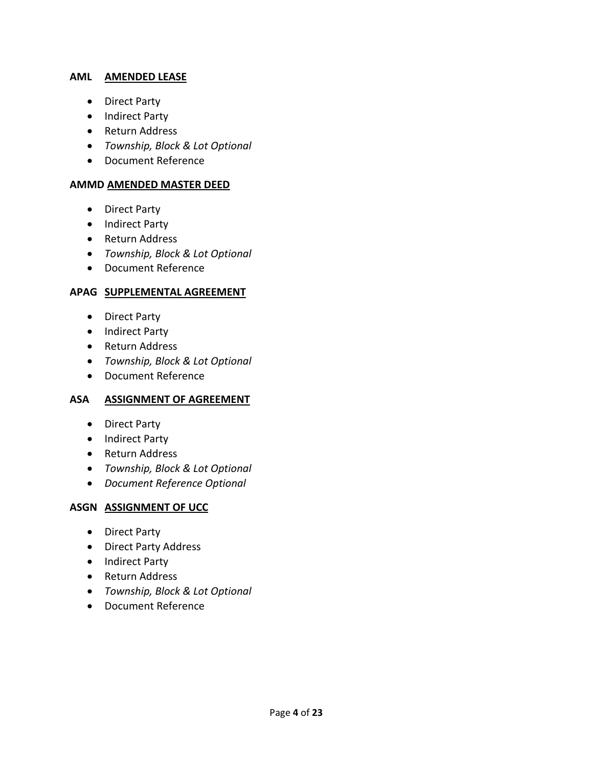**AML AMENDED LEASE**

- Direct Party
- Indirect Party
- Return Address
- *Township, Block & Lot Optional*
- Document Reference

**AMMD AMENDED MASTER DEED**

- Direct Party
- Indirect Party
- Return Address
- *Township, Block & Lot Optional*
- Document Reference

**APAG SUPPLEMENTAL AGREEMENT**

- Direct Party
- Indirect Party
- Return Address
- *Township, Block & Lot Optional*
- Document Reference

**ASA ASSIGNMENT OF AGREEMENT**

- Direct Party
- Indirect Party
- Return Address
- *Township, Block & Lot Optional*
- *Document Reference Optional*

**ASGN ASSIGNMENT OF UCC**

- Direct Party
- Direct Party Address
- Indirect Party
- Return Address
- *Township, Block & Lot Optional*
- Document Reference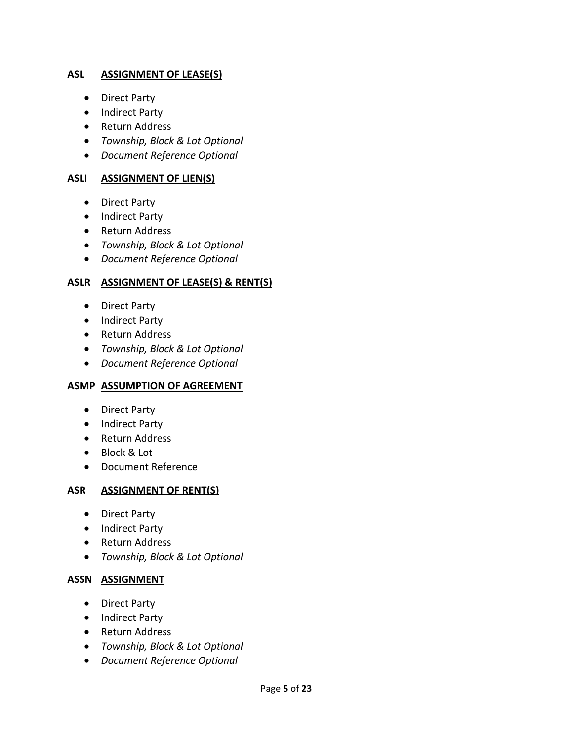**ASL** **<u>ASSIGNMENT OF LEASE(S)</u>**

- Direct Party
- Indirect Party
- Return Address
- *Township, Block & Lot Optional*
- *Document Reference Optional*

**ASLI** **<u>ASSIGNMENT OF LIEN(S)</u>**

- Direct Party
- Indirect Party
- Return Address
- *Township, Block & Lot Optional*
- *Document Reference Optional*

**ASLR** **<u>ASSIGNMENT OF LEASE(S) & RENT(S)</u>**

- Direct Party
- Indirect Party
- Return Address
- *Township, Block & Lot Optional*
- *Document Reference Optional*

**ASMP** **<u>ASSUMPTION OF AGREEMENT</u>**

- Direct Party
- Indirect Party
- Return Address
- Block & Lot
- Document Reference

**ASR** **<u>ASSIGNMENT OF RENT(S)</u>**

- Direct Party
- Indirect Party
- Return Address
- *Township, Block & Lot Optional*

**ASSN** **<u>ASSIGNMENT</u>**

- Direct Party
- Indirect Party
- Return Address
- *Township, Block & Lot Optional*
- *Document Reference Optional*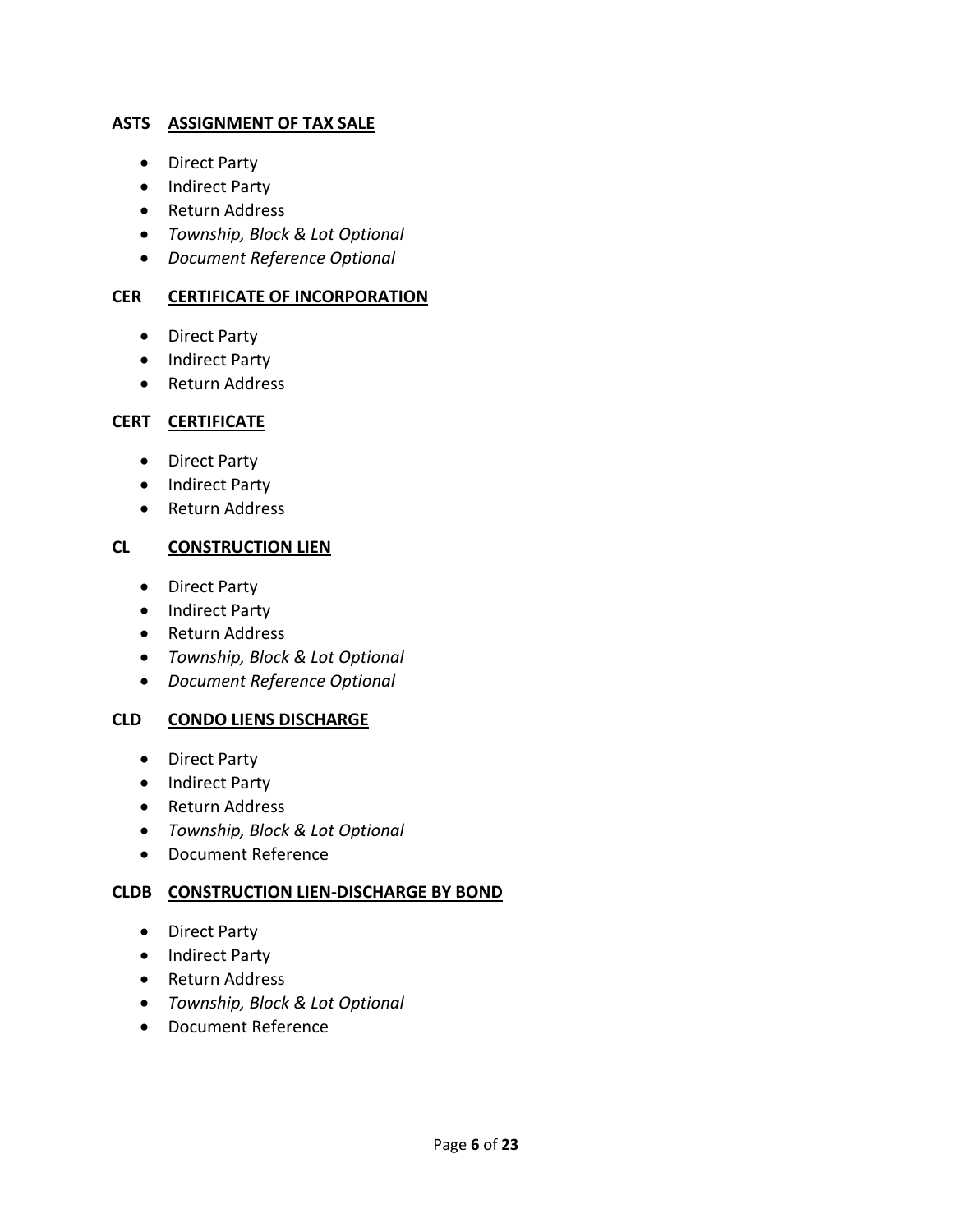**ASTS** **ASSIGNMENT OF TAX SALE**

- Direct Party
- Indirect Party
- Return Address
- *Township, Block & Lot Optional*
- *Document Reference Optional*

**CER** **CERTIFICATE OF INCORPORATION**

- Direct Party
- Indirect Party
- Return Address

**CERT** **CERTIFICATE**

- Direct Party
- Indirect Party
- Return Address

**CL** **CONSTRUCTION LIEN**

- Direct Party
- Indirect Party
- Return Address
- *Township, Block & Lot Optional*
- *Document Reference Optional*

**CLD** **CONDO LIENS DISCHARGE**

- Direct Party
- Indirect Party
- Return Address
- *Township, Block & Lot Optional*
- Document Reference

**CLDB** **CONSTRUCTION LIEN-DISCHARGE BY BOND**

- Direct Party
- Indirect Party
- Return Address
- *Township, Block & Lot Optional*
- Document Reference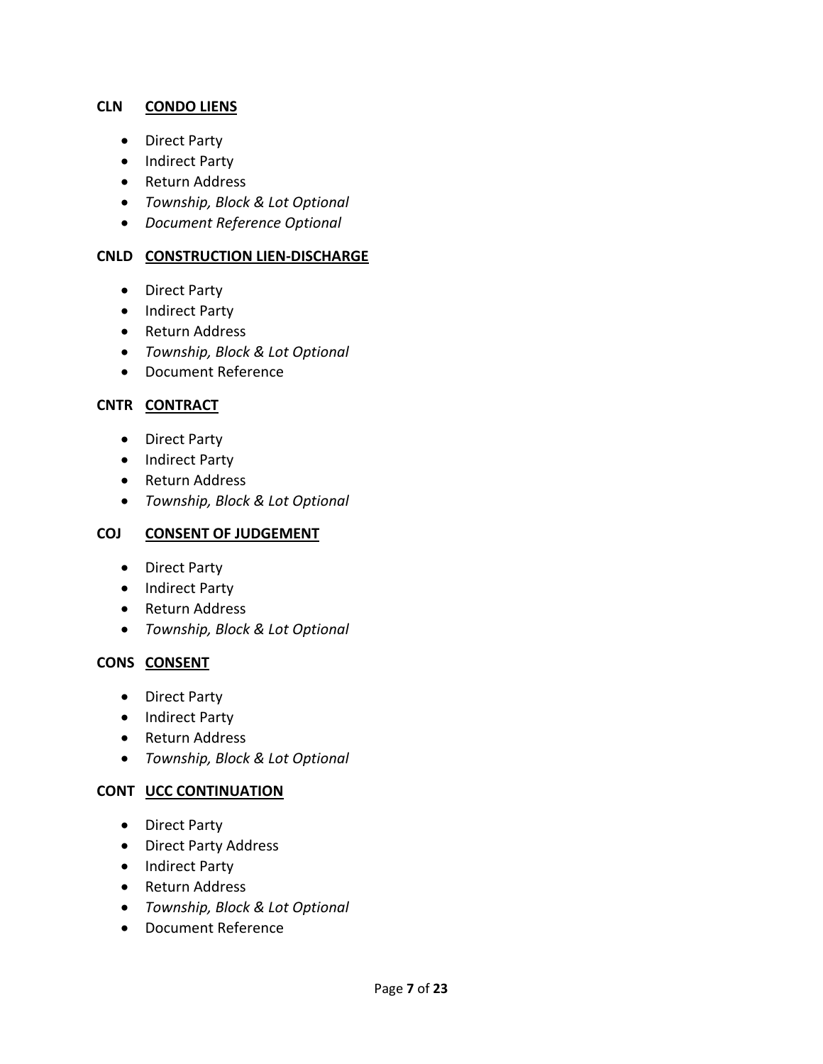**CLN** **<u>CONDO LIENS</u>**

- Direct Party
- Indirect Party
- Return Address
- *Township, Block & Lot Optional*
- *Document Reference Optional*

**CNLD** **<u>CONSTRUCTION LIEN-DISCHARGE</u>**

- Direct Party
- Indirect Party
- Return Address
- *Township, Block & Lot Optional*
- Document Reference

**CNTR** **<u>CONTRACT</u>**

- Direct Party
- Indirect Party
- Return Address
- *Township, Block & Lot Optional*

**COJ** **<u>CONSENT OF JUDGEMENT</u>**

- Direct Party
- Indirect Party
- Return Address
- *Township, Block & Lot Optional*

**CONS** **<u>CONSENT</u>**

- Direct Party
- Indirect Party
- Return Address
- *Township, Block & Lot Optional*

**CONT** **<u>UCC CONTINUATION</u>**

- Direct Party
- Direct Party Address
- Indirect Party
- Return Address
- *Township, Block & Lot Optional*
- Document Reference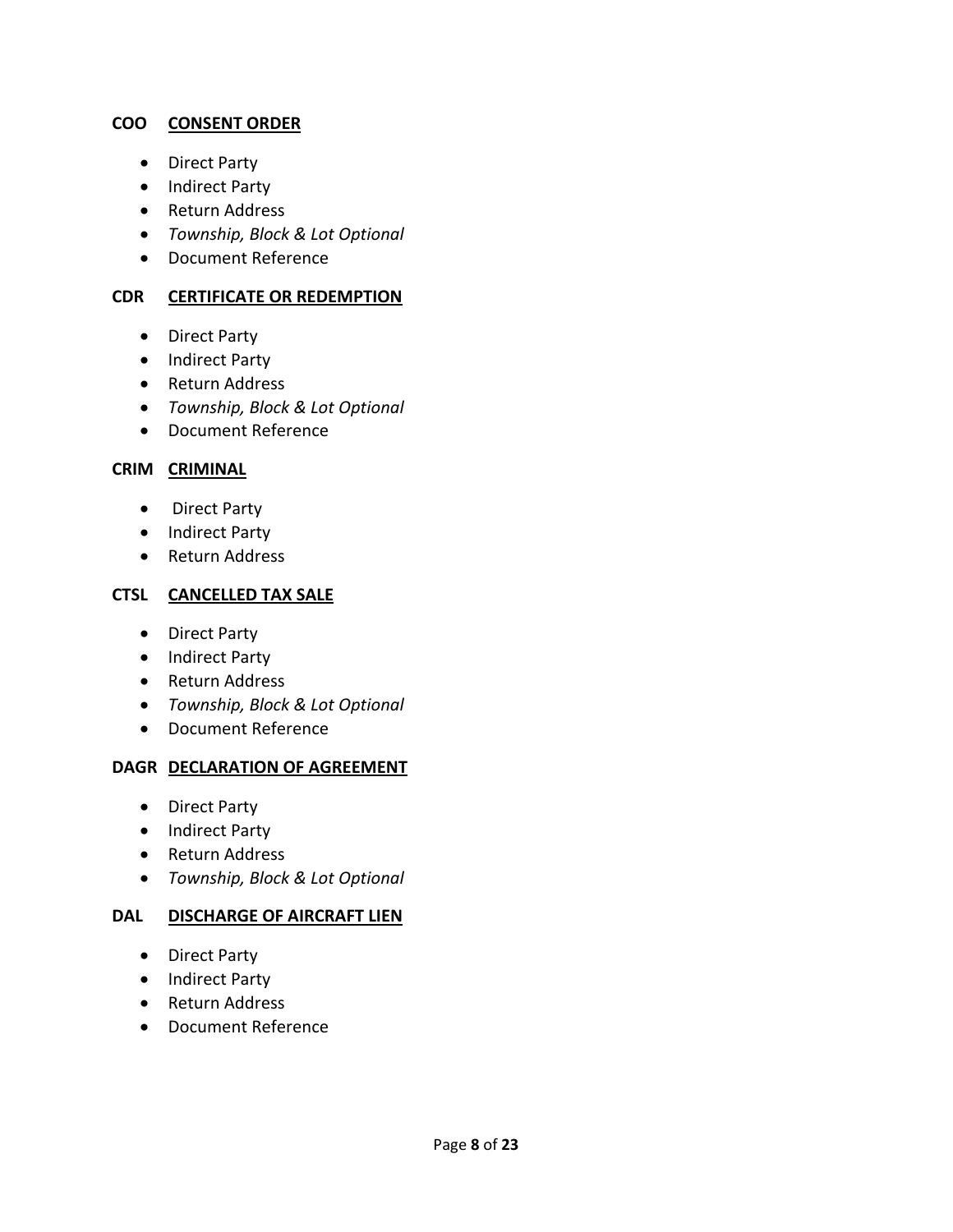**COO CONSENT ORDER**

- Direct Party
- Indirect Party
- Return Address
- *Township, Block & Lot Optional*
- Document Reference

**CDR CERTIFICATE OR REDEMPTION**

- Direct Party
- Indirect Party
- Return Address
- *Township, Block & Lot Optional*
- Document Reference

**CRIM CRIMINAL**

- Direct Party
- Indirect Party
- Return Address

**CTSL CANCELLED TAX SALE**

- Direct Party
- Indirect Party
- Return Address
- *Township, Block & Lot Optional*
- Document Reference

**DAGR DECLARATION OF AGREEMENT**

- Direct Party
- Indirect Party
- Return Address
- *Township, Block & Lot Optional*

**DAL DISCHARGE OF AIRCRAFT LIEN**

- Direct Party
- Indirect Party
- Return Address
- Document Reference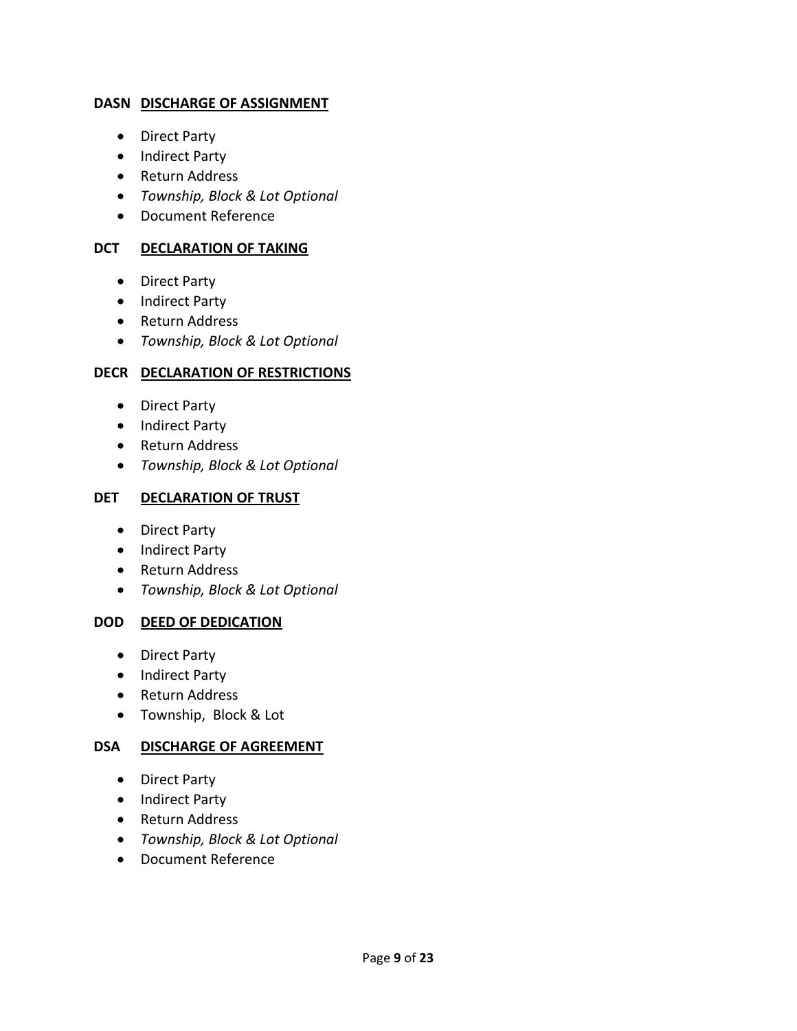**DASN <u>DISCHARGE OF ASSIGNMENT</u>**

- Direct Party
- Indirect Party
- Return Address
- *Township, Block & Lot Optional*
- Document Reference

**DCT <u>DECLARATION OF TAKING</u>**

- Direct Party
- Indirect Party
- Return Address
- *Township, Block & Lot Optional*

**DECR <u>DECLARATION OF RESTRICTIONS</u>**

- Direct Party
- Indirect Party
- Return Address
- *Township, Block & Lot Optional*

**DET <u>DECLARATION OF TRUST</u>**

- Direct Party
- Indirect Party
- Return Address
- *Township, Block & Lot Optional*

**DOD <u>DEED OF DEDICATION</u>**

- Direct Party
- Indirect Party
- Return Address
- Township, Block & Lot

**DSA <u>DISCHARGE OF AGREEMENT</u>**

- Direct Party
- Indirect Party
- Return Address
- *Township, Block & Lot Optional*
- Document Reference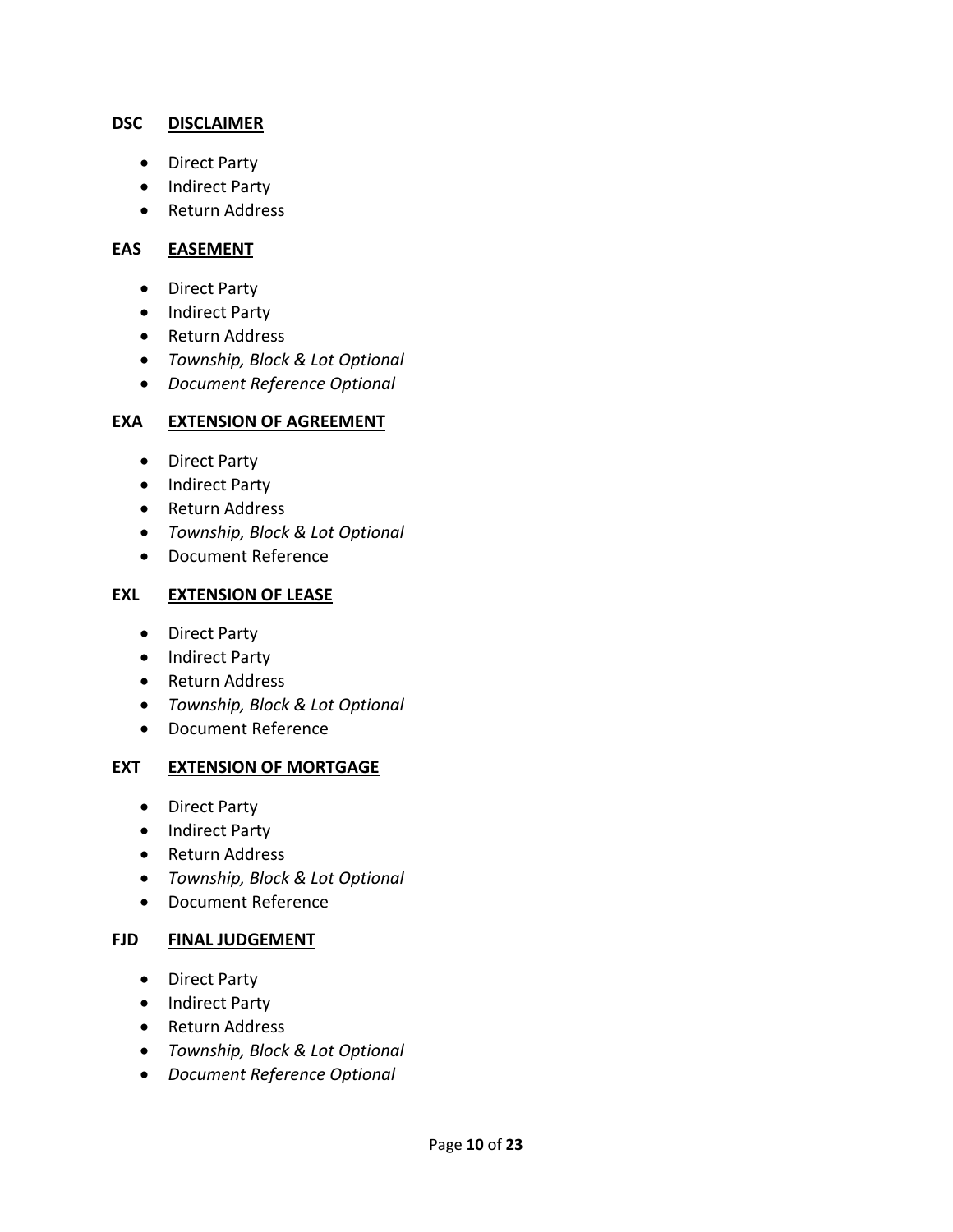**DSC** **<u>DISCLAIMER</u>**

- Direct Party
- Indirect Party
- Return Address

**EAS** **<u>EASEMENT</u>**

- Direct Party
- Indirect Party
- Return Address
- *Township, Block & Lot Optional*
- *Document Reference Optional*

**EXA** **<u>EXTENSION OF AGREEMENT</u>**

- Direct Party
- Indirect Party
- Return Address
- *Township, Block & Lot Optional*
- Document Reference

**EXL** **<u>EXTENSION OF LEASE</u>**

- Direct Party
- Indirect Party
- Return Address
- *Township, Block & Lot Optional*
- Document Reference

**EXT** **<u>EXTENSION OF MORTGAGE</u>**

- Direct Party
- Indirect Party
- Return Address
- *Township, Block & Lot Optional*
- Document Reference

**FJD** **<u>FINAL JUDGEMENT</u>**

- Direct Party
- Indirect Party
- Return Address
- *Township, Block & Lot Optional*
- *Document Reference Optional*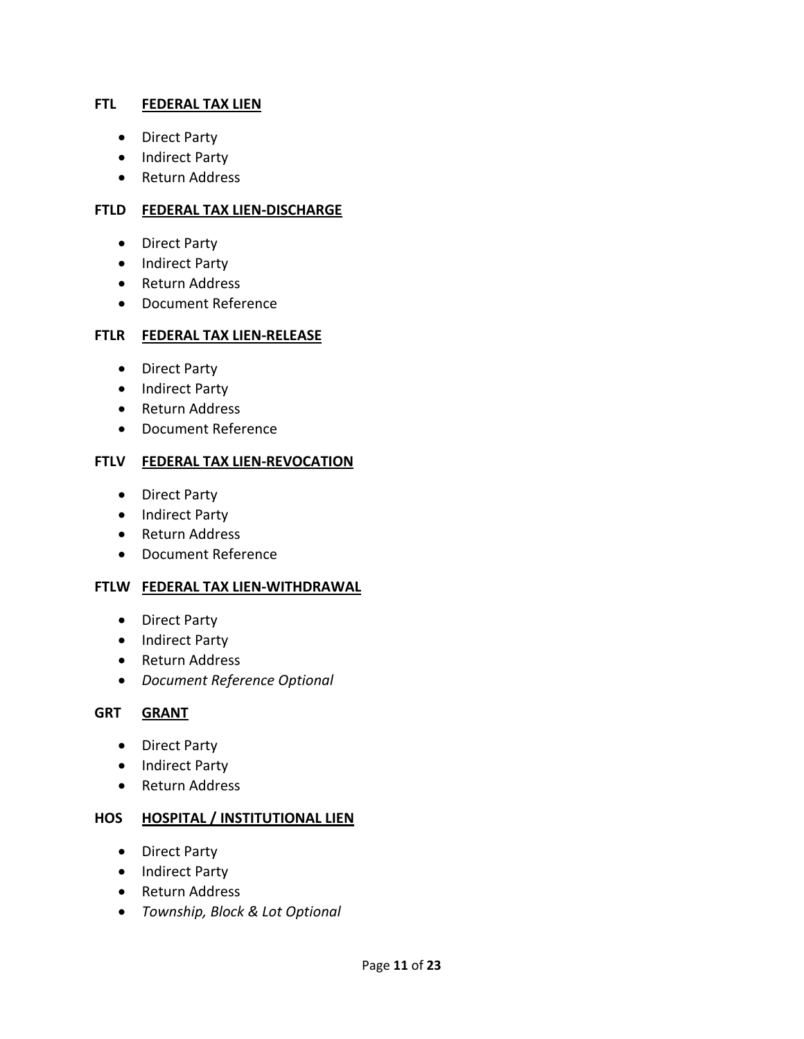**FTL** **<u>FEDERAL TAX LIEN</u>**

- Direct Party
- Indirect Party
- Return Address

**FTLD** **<u>FEDERAL TAX LIEN-DISCHARGE</u>**

- Direct Party
- Indirect Party
- Return Address
- Document Reference

**FTLR** **<u>FEDERAL TAX LIEN-RELEASE</u>**

- Direct Party
- Indirect Party
- Return Address
- Document Reference

**FTLV** **<u>FEDERAL TAX LIEN-REVOCATION</u>**

- Direct Party
- Indirect Party
- Return Address
- Document Reference

**FTLW** **<u>FEDERAL TAX LIEN-WITHDRAWAL</u>**

- Direct Party
- Indirect Party
- Return Address
- *Document Reference Optional*

**GRT** **<u>GRANT</u>**

- Direct Party
- Indirect Party
- Return Address

**HOS** **<u>HOSPITAL / INSTITUTIONAL LIEN</u>**

- Direct Party
- Indirect Party
- Return Address
- *Township, Block & Lot Optional*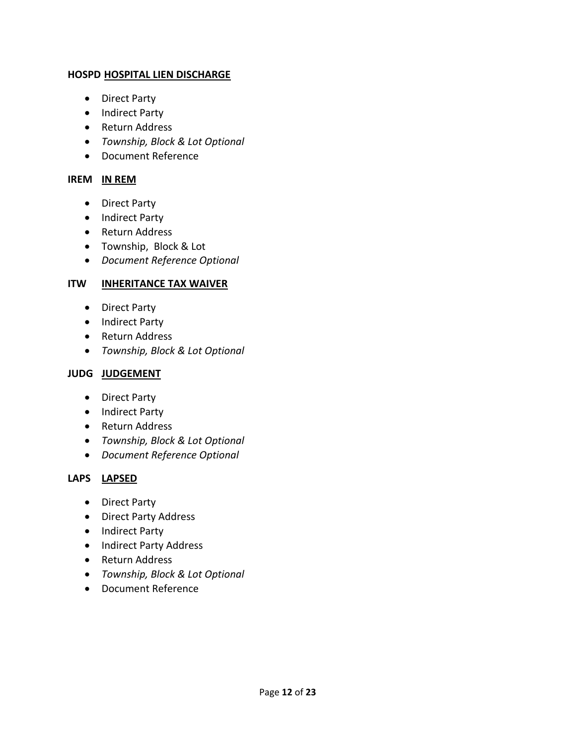**HOSPD <u>HOSPITAL LIEN DISCHARGE</u>**

- Direct Party
- Indirect Party
- Return Address
- *Township, Block & Lot Optional*
- Document Reference

**IREM <u>IN REM</u>**

- Direct Party
- Indirect Party
- Return Address
- Township, Block & Lot
- *Document Reference Optional*

**ITW <u>INHERITANCE TAX WAIVER</u>**

- Direct Party
- Indirect Party
- Return Address
- *Township, Block & Lot Optional*

**JUDG <u>JUDGEMENT</u>**

- Direct Party
- Indirect Party
- Return Address
- *Township, Block & Lot Optional*
- *Document Reference Optional*

**LAPS <u>LAPSED</u>**

- Direct Party
- Direct Party Address
- Indirect Party
- Indirect Party Address
- Return Address
- *Township, Block & Lot Optional*
- Document Reference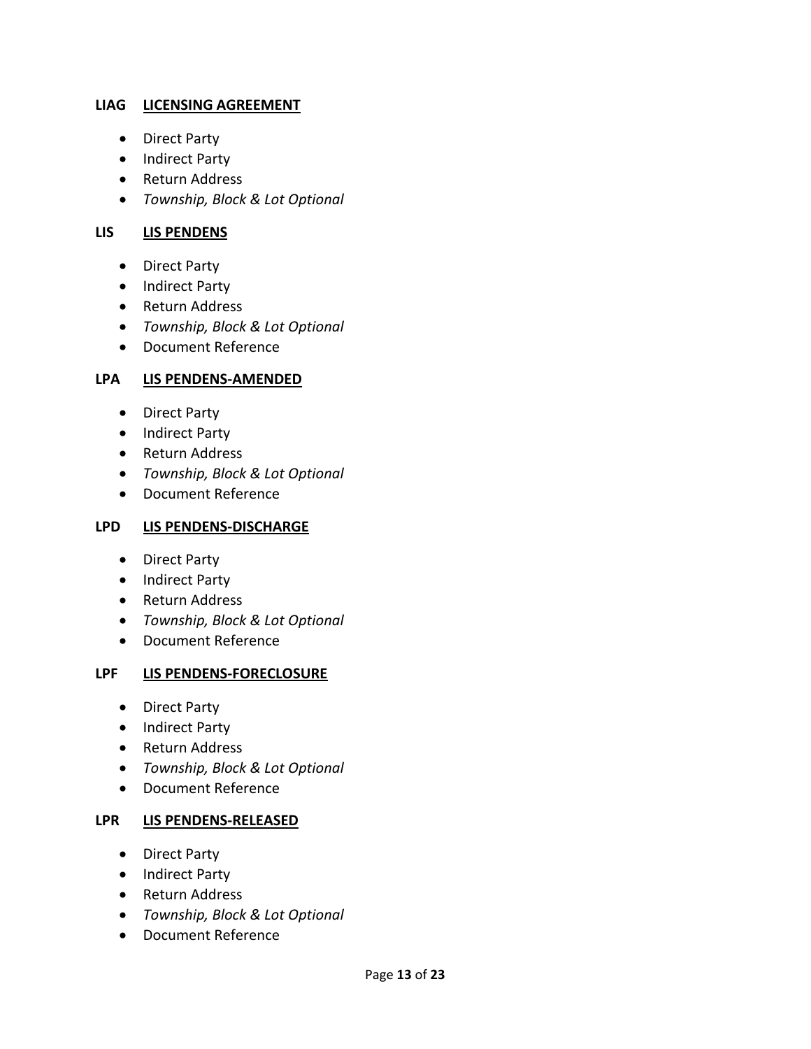**LIAG** **LICENSING AGREEMENT**

- Direct Party
- Indirect Party
- Return Address
- *Township, Block & Lot Optional*

**LIS** **LIS PENDENS**

- Direct Party
- Indirect Party
- Return Address
- *Township, Block & Lot Optional*
- Document Reference

**LPA** **LIS PENDENS-AMENDED**

- Direct Party
- Indirect Party
- Return Address
- *Township, Block & Lot Optional*
- Document Reference

**LPD** **LIS PENDENS-DISCHARGE**

- Direct Party
- Indirect Party
- Return Address
- *Township, Block & Lot Optional*
- Document Reference

**LPF** **LIS PENDENS-FORECLOSURE**

- Direct Party
- Indirect Party
- Return Address
- *Township, Block & Lot Optional*
- Document Reference

**LPR** **LIS PENDENS-RELEASED**

- Direct Party
- Indirect Party
- Return Address
- *Township, Block & Lot Optional*
- Document Reference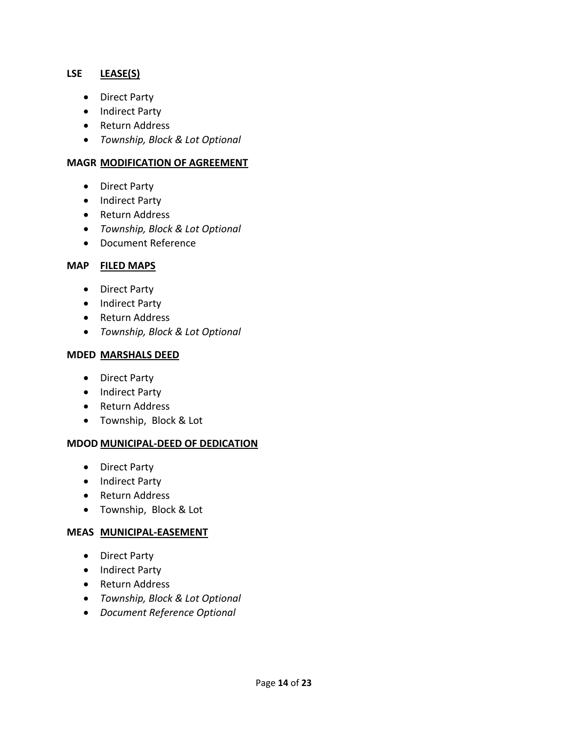**LSE LEASE(S)**

- Direct Party
- Indirect Party
- Return Address
- *Township, Block & Lot Optional*

**MAGR MODIFICATION OF AGREEMENT**

- Direct Party
- Indirect Party
- Return Address
- *Township, Block & Lot Optional*
- Document Reference

**MAP FILED MAPS**

- Direct Party
- Indirect Party
- Return Address
- *Township, Block & Lot Optional*

**MDED MARSHALS DEED**

- Direct Party
- Indirect Party
- Return Address
- Township, Block & Lot

**MDOD MUNICIPAL-DEED OF DEDICATION**

- Direct Party
- Indirect Party
- Return Address
- Township, Block & Lot

**MEAS MUNICIPAL-EASEMENT**

- Direct Party
- Indirect Party
- Return Address
- *Township, Block & Lot Optional*
- *Document Reference Optional*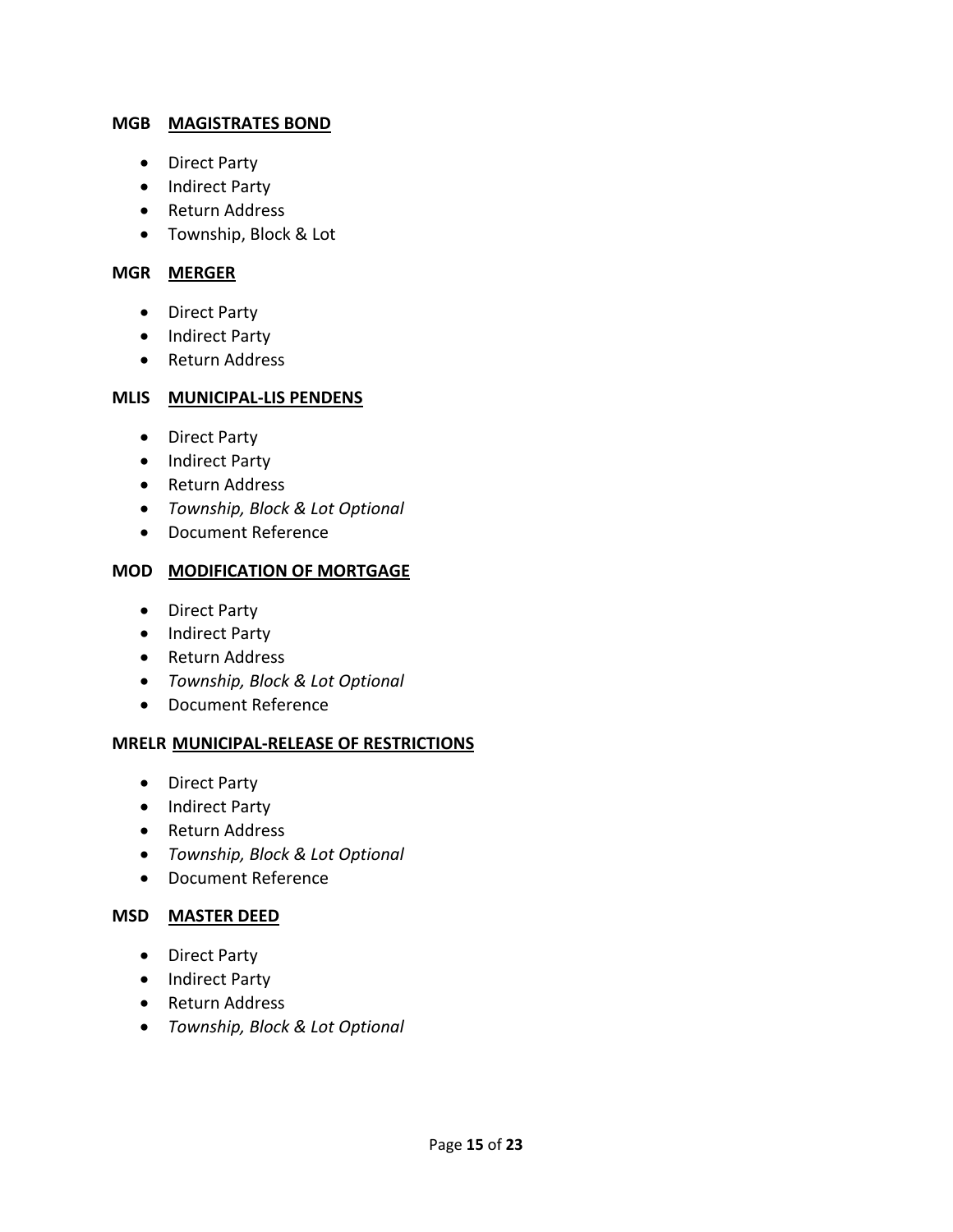**MGB** **<u>MAGISTRATES BOND</u>**

- Direct Party
- Indirect Party
- Return Address
- Township, Block & Lot

**MGR** **<u>MERGER</u>**

- Direct Party
- Indirect Party
- Return Address

**MLIS** **<u>MUNICIPAL-LIS PENDENS</u>**

- Direct Party
- Indirect Party
- Return Address
- *Township, Block & Lot Optional*
- Document Reference

**MOD** **<u>MODIFICATION OF MORTGAGE</u>**

- Direct Party
- Indirect Party
- Return Address
- *Township, Block & Lot Optional*
- Document Reference

**MRELR** **<u>MUNICIPAL-RELEASE OF RESTRICTIONS</u>**

- Direct Party
- Indirect Party
- Return Address
- *Township, Block & Lot Optional*
- Document Reference

**MSD** **<u>MASTER DEED</u>**

- Direct Party
- Indirect Party
- Return Address
- *Township, Block & Lot Optional*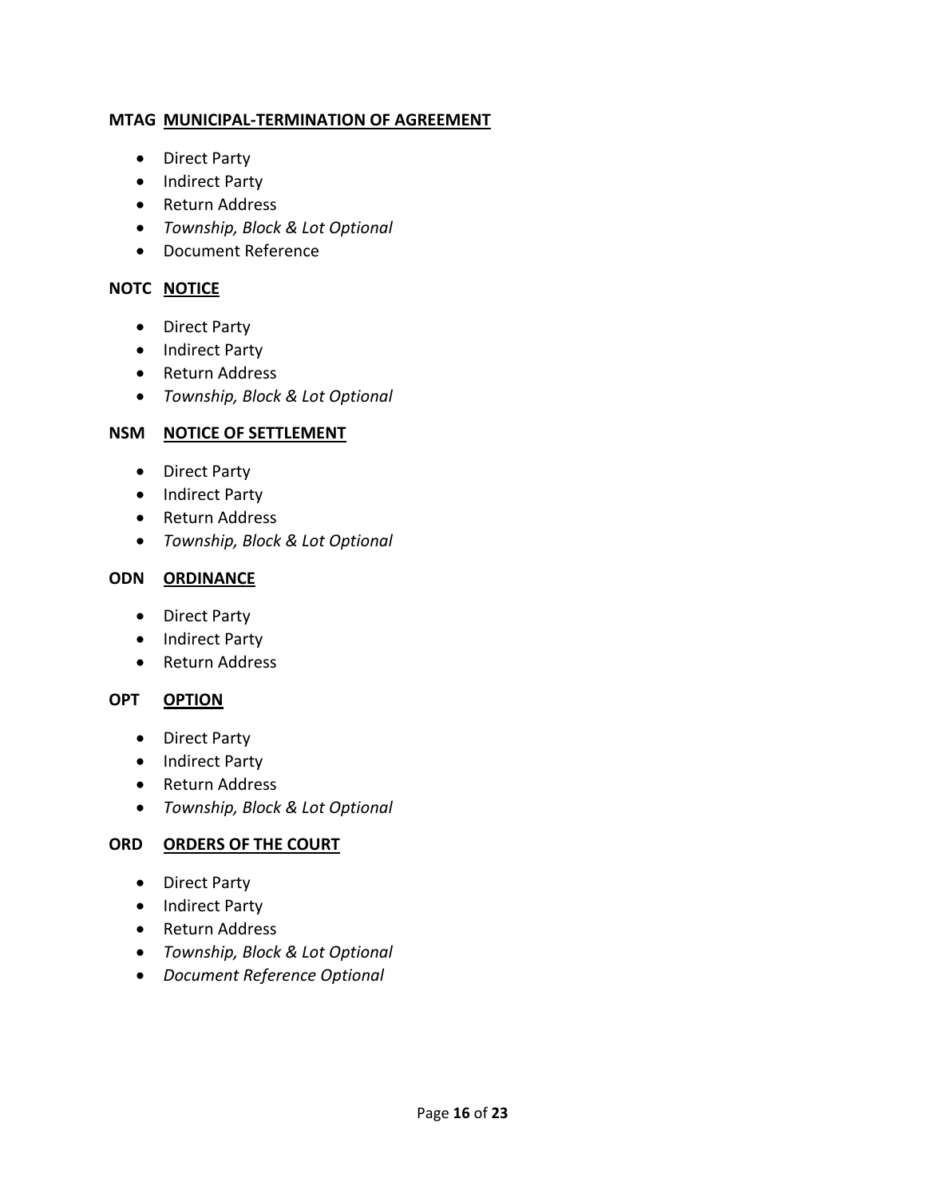**MTAG <u>MUNICIPAL-TERMINATION OF AGREEMENT</u>**

- Direct Party
- Indirect Party
- Return Address
- *Township, Block & Lot Optional*
- Document Reference

**NOTC <u>NOTICE</u>**

- Direct Party
- Indirect Party
- Return Address
- *Township, Block & Lot Optional*

**NSM <u>NOTICE OF SETTLEMENT</u>**

- Direct Party
- Indirect Party
- Return Address
- *Township, Block & Lot Optional*

**ODN <u>ORDINANCE</u>**

- Direct Party
- Indirect Party
- Return Address

**OPT <u>OPTION</u>**

- Direct Party
- Indirect Party
- Return Address
- *Township, Block & Lot Optional*

**ORD <u>ORDERS OF THE COURT</u>**

- Direct Party
- Indirect Party
- Return Address
- *Township, Block & Lot Optional*
- *Document Reference Optional*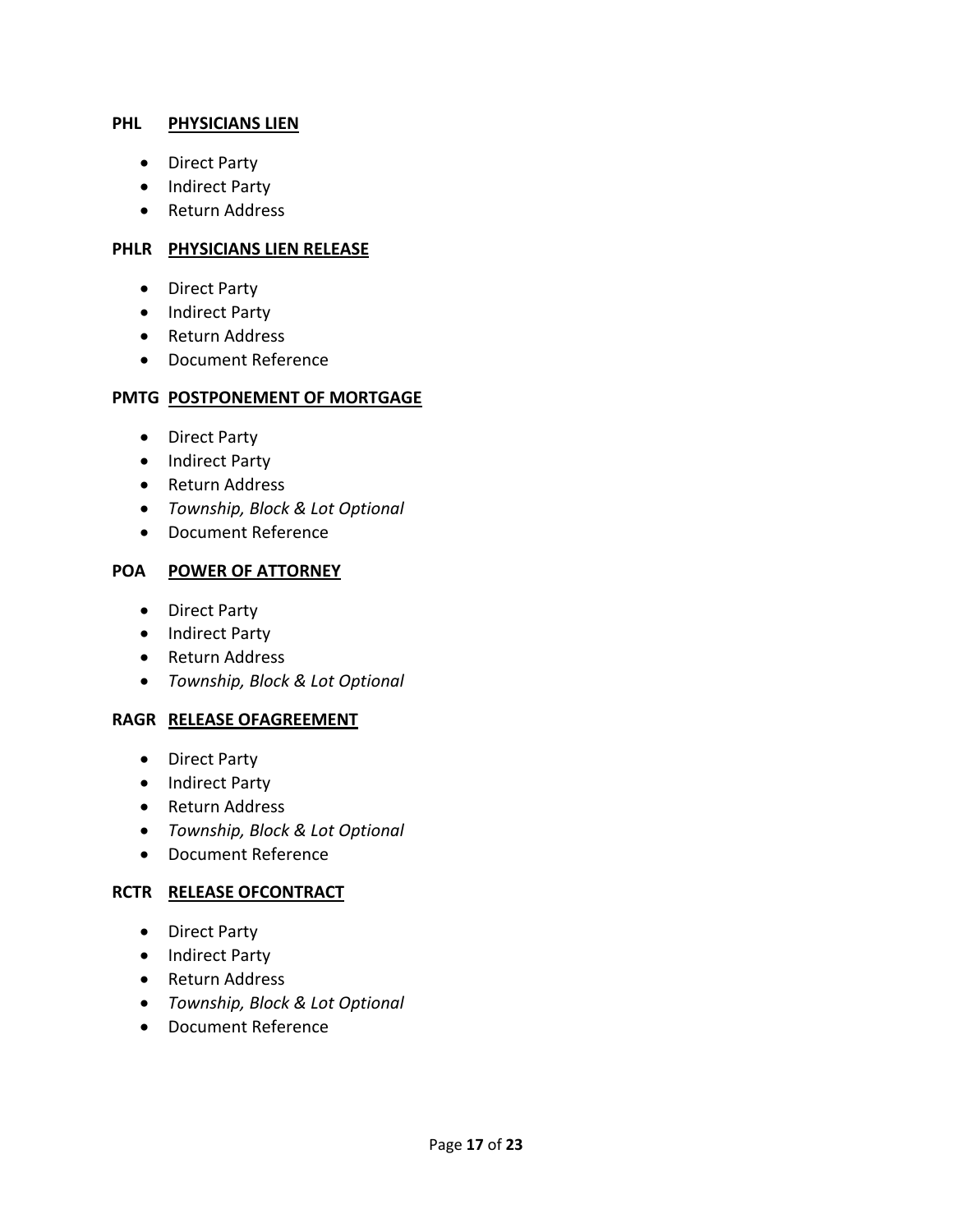**PHL** **<u>PHYSICIANS LIEN</u>**

- Direct Party
- Indirect Party
- Return Address

**PHLR** **<u>PHYSICIANS LIEN RELEASE</u>**

- Direct Party
- Indirect Party
- Return Address
- Document Reference

**PMTG** **<u>POSTPONEMENT OF MORTGAGE</u>**

- Direct Party
- Indirect Party
- Return Address
- *Township, Block & Lot Optional*
- Document Reference

**POA** **<u>POWER OF ATTORNEY</u>**

- Direct Party
- Indirect Party
- Return Address
- *Township, Block & Lot Optional*

**RAGR** **<u>RELEASE OFAGREEMENT</u>**

- Direct Party
- Indirect Party
- Return Address
- *Township, Block & Lot Optional*
- Document Reference

**RCTR** **<u>RELEASE OFCONTRACT</u>**

- Direct Party
- Indirect Party
- Return Address
- *Township, Block & Lot Optional*
- Document Reference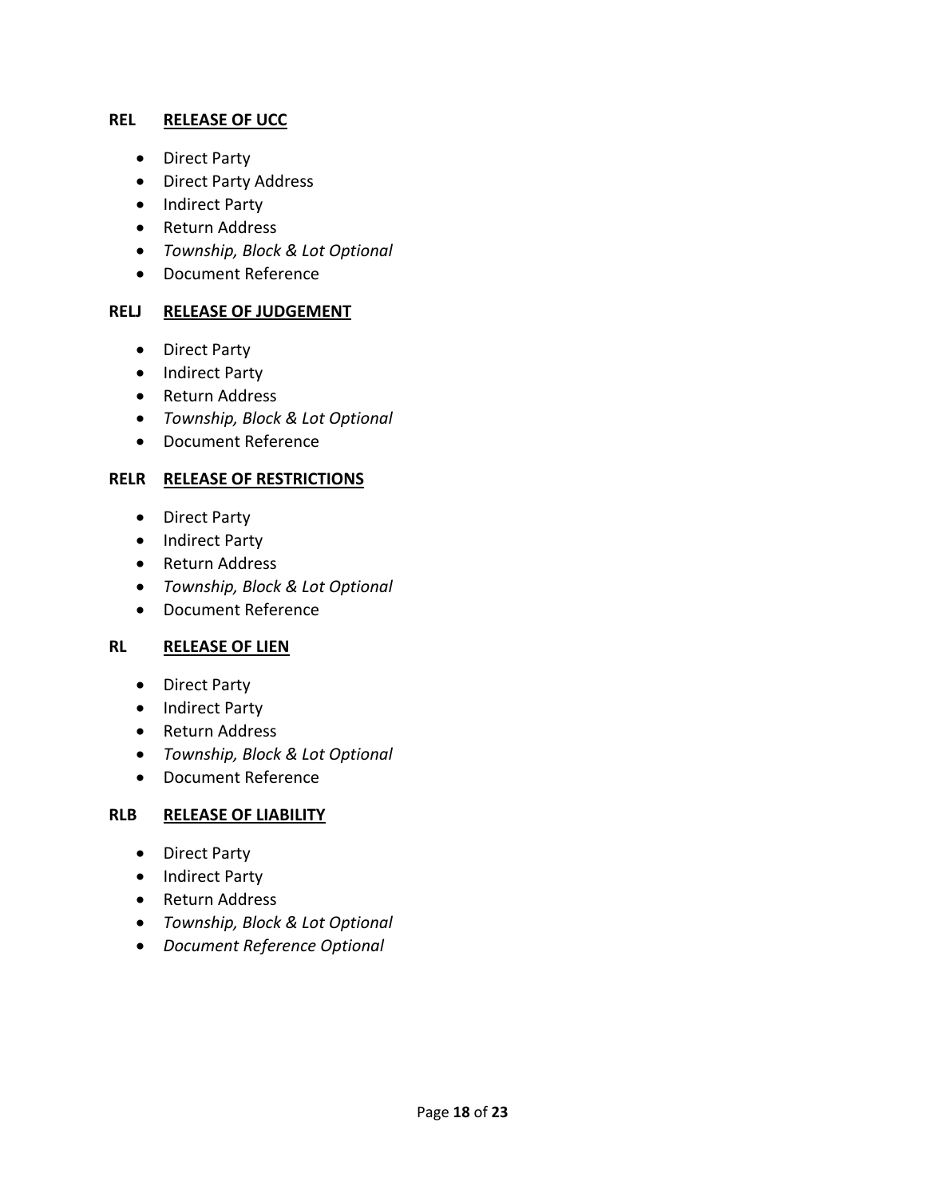**REL** **RELEASE OF UCC**

- Direct Party
- Direct Party Address
- Indirect Party
- Return Address
- *Township, Block & Lot Optional*
- Document Reference

**RELJ** **RELEASE OF JUDGEMENT**

- Direct Party
- Indirect Party
- Return Address
- *Township, Block & Lot Optional*
- Document Reference

**RELR** **RELEASE OF RESTRICTIONS**

- Direct Party
- Indirect Party
- Return Address
- *Township, Block & Lot Optional*
- Document Reference

**RL** **RELEASE OF LIEN**

- Direct Party
- Indirect Party
- Return Address
- *Township, Block & Lot Optional*
- Document Reference

**RLB** **RELEASE OF LIABILITY**

- Direct Party
- Indirect Party
- Return Address
- *Township, Block & Lot Optional*
- *Document Reference Optional*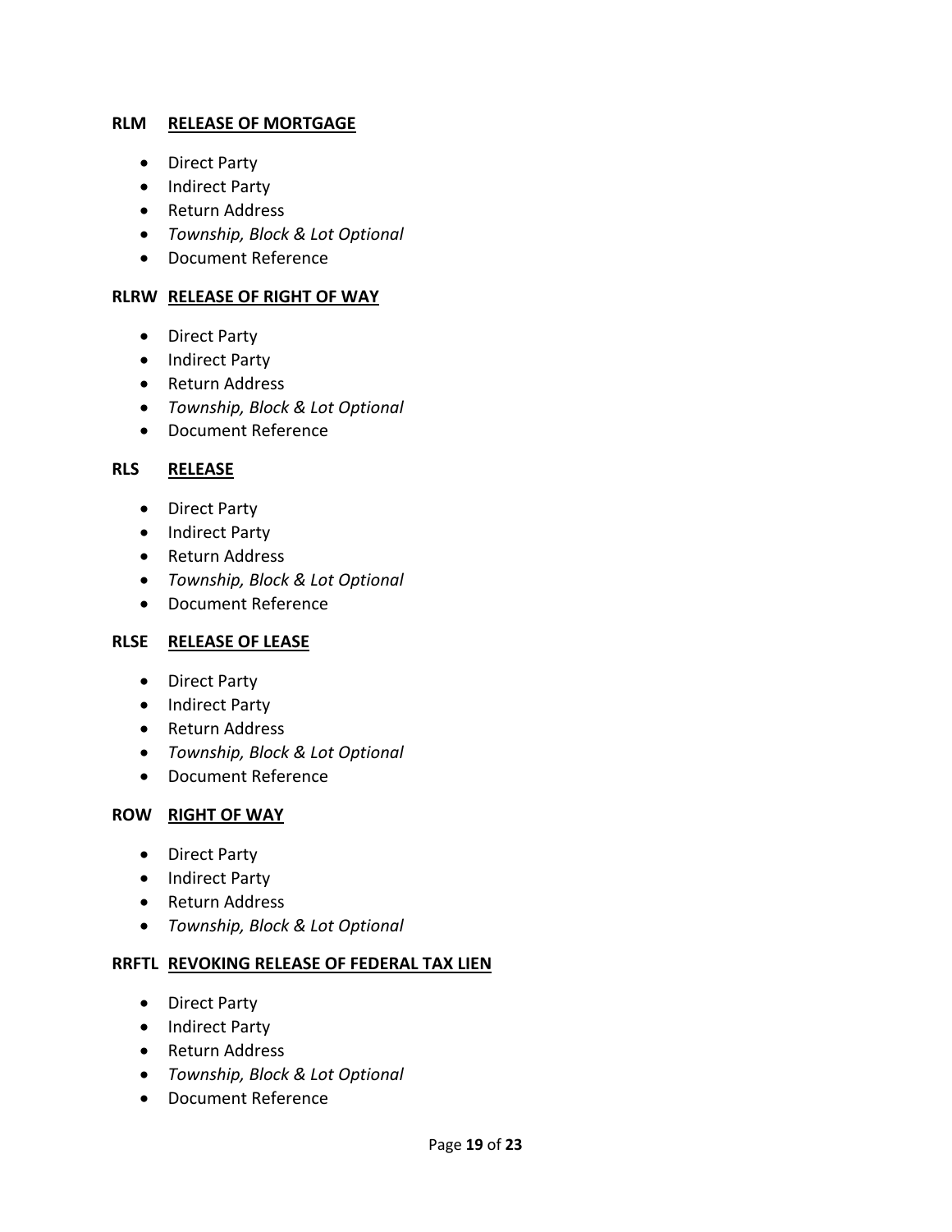**RLM** **<u>RELEASE OF MORTGAGE</u>**

- Direct Party
- Indirect Party
- Return Address
- *Township, Block & Lot Optional*
- Document Reference

**RLRW** **<u>RELEASE OF RIGHT OF WAY</u>**

- Direct Party
- Indirect Party
- Return Address
- *Township, Block & Lot Optional*
- Document Reference

**RLS** **<u>RELEASE</u>**

- Direct Party
- Indirect Party
- Return Address
- *Township, Block & Lot Optional*
- Document Reference

**RLSE** **<u>RELEASE OF LEASE</u>**

- Direct Party
- Indirect Party
- Return Address
- *Township, Block & Lot Optional*
- Document Reference

**ROW** **<u>RIGHT OF WAY</u>**

- Direct Party
- Indirect Party
- Return Address
- *Township, Block & Lot Optional*

**RRFTL** **<u>REVOKING RELEASE OF FEDERAL TAX LIEN</u>**

- Direct Party
- Indirect Party
- Return Address
- *Township, Block & Lot Optional*
- Document Reference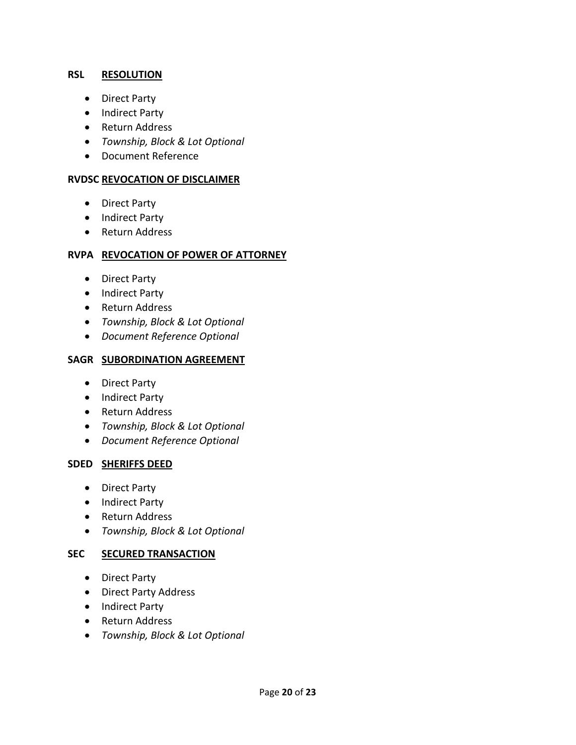**RSL** **<u>RESOLUTION</u>**

- Direct Party
- Indirect Party
- Return Address
- *Township, Block & Lot Optional*
- Document Reference

**RVDSC** **<u>REVOCATION OF DISCLAIMER</u>**

- Direct Party
- Indirect Party
- Return Address

**RVPA** **<u>REVOCATION OF POWER OF ATTORNEY</u>**

- Direct Party
- Indirect Party
- Return Address
- *Township, Block & Lot Optional*
- *Document Reference Optional*

**SAGR** **<u>SUBORDINATION AGREEMENT</u>**

- Direct Party
- Indirect Party
- Return Address
- *Township, Block & Lot Optional*
- *Document Reference Optional*

**SDED** **<u>SHERIFFS DEED</u>**

- Direct Party
- Indirect Party
- Return Address
- *Township, Block & Lot Optional*

**SEC** **<u>SECURED TRANSACTION</u>**

- Direct Party
- Direct Party Address
- Indirect Party
- Return Address
- *Township, Block & Lot Optional*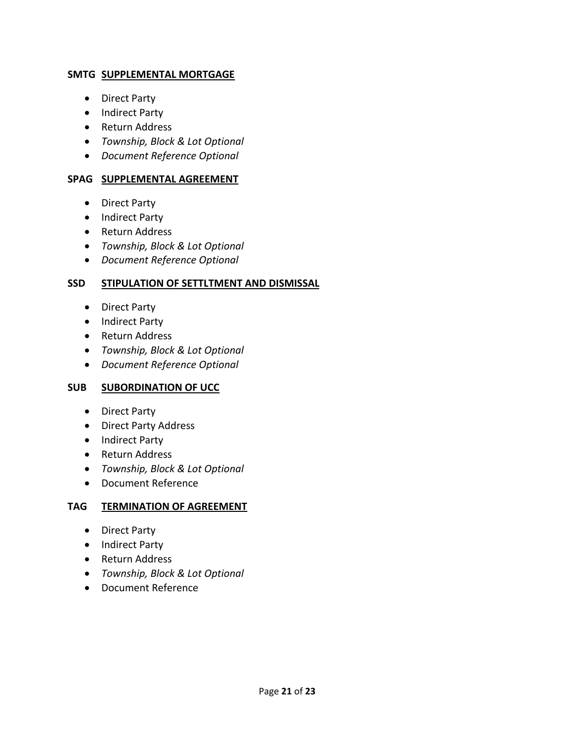**SMTG <u>SUPPLEMENTAL MORTGAGE</u>**

- Direct Party
- Indirect Party
- Return Address
- *Township, Block & Lot Optional*
- *Document Reference Optional*

**SPAG <u>SUPPLEMENTAL AGREEMENT</u>**

- Direct Party
- Indirect Party
- Return Address
- *Township, Block & Lot Optional*
- *Document Reference Optional*

**SSD <u>STIPULATION OF SETTLTMENT AND DISMISSAL</u>**

- Direct Party
- Indirect Party
- Return Address
- *Township, Block & Lot Optional*
- *Document Reference Optional*

**SUB <u>SUBORDINATION OF UCC</u>**

- Direct Party
- Direct Party Address
- Indirect Party
- Return Address
- *Township, Block & Lot Optional*
- Document Reference

**TAG <u>TERMINATION OF AGREEMENT</u>**

- Direct Party
- Indirect Party
- Return Address
- *Township, Block & Lot Optional*
- Document Reference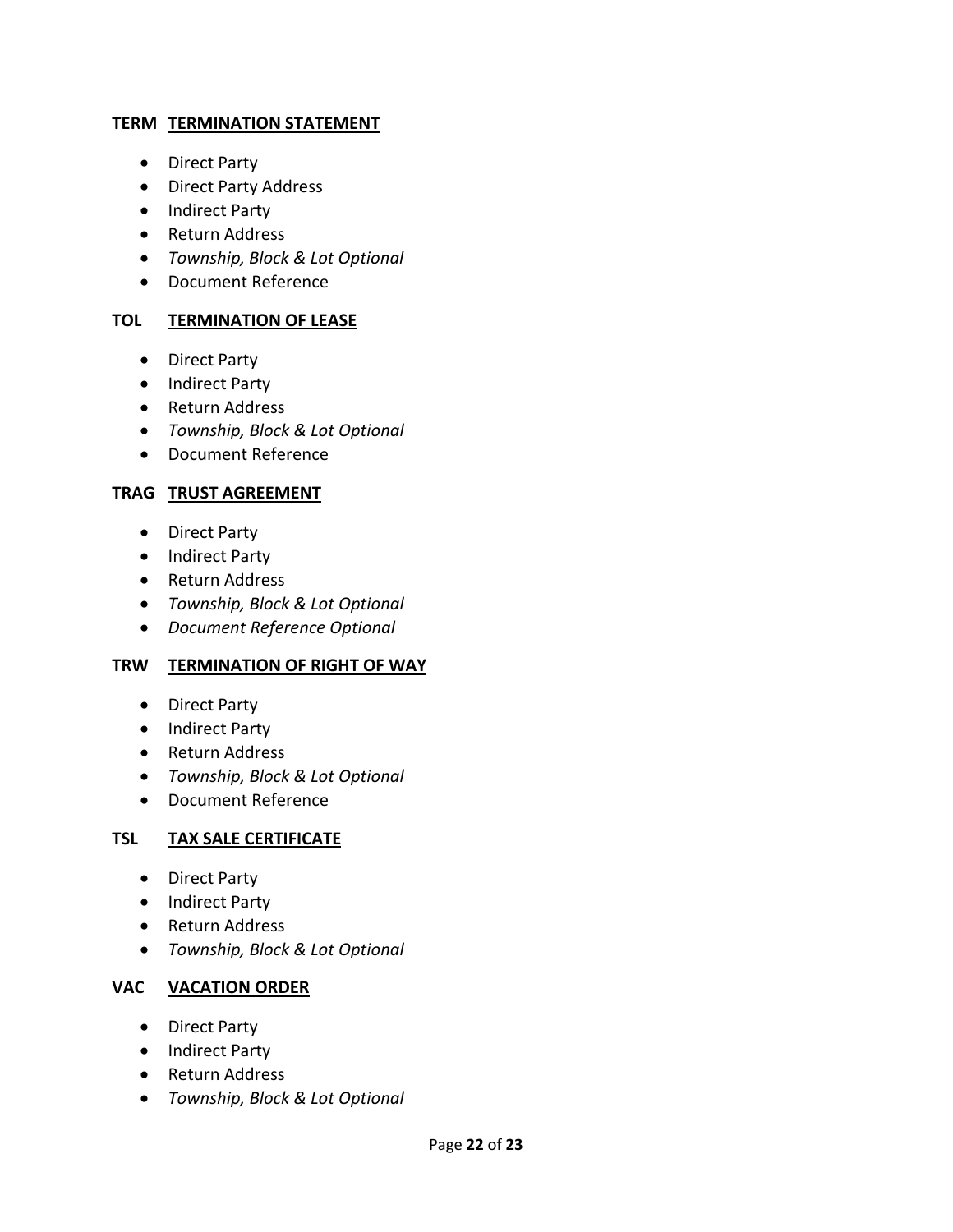**TERM** **<u>TERMINATION STATEMENT</u>**

- Direct Party
- Direct Party Address
- Indirect Party
- Return Address
- *Township, Block & Lot Optional*
- Document Reference

**TOL** **<u>TERMINATION OF LEASE</u>**

- Direct Party
- Indirect Party
- Return Address
- *Township, Block & Lot Optional*
- Document Reference

**TRAG** **<u>TRUST AGREEMENT</u>**

- Direct Party
- Indirect Party
- Return Address
- *Township, Block & Lot Optional*
- *Document Reference Optional*

**TRW** **<u>TERMINATION OF RIGHT OF WAY</u>**

- Direct Party
- Indirect Party
- Return Address
- *Township, Block & Lot Optional*
- Document Reference

**TSL** **<u>TAX SALE CERTIFICATE</u>**

- Direct Party
- Indirect Party
- Return Address
- *Township, Block & Lot Optional*

**VAC** **<u>VACATION ORDER</u>**

- Direct Party
- Indirect Party
- Return Address
- *Township, Block & Lot Optional*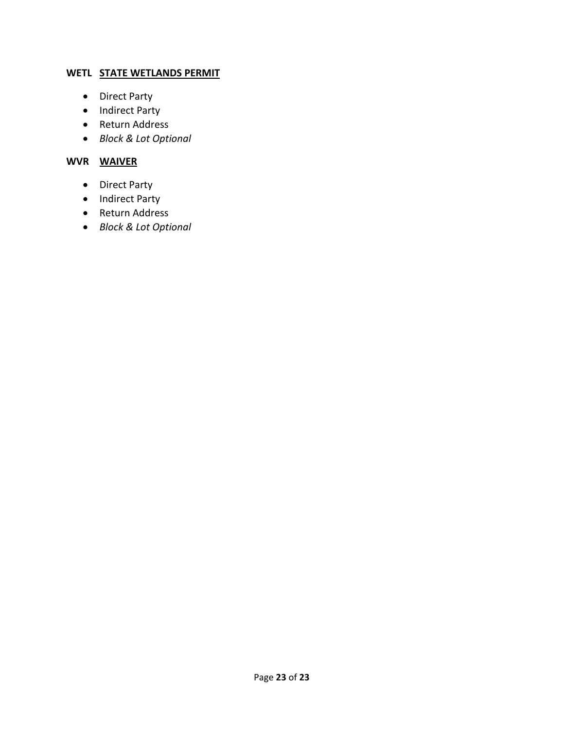**WETL <u>STATE WETLANDS PERMIT</u>**

- Direct Party
- Indirect Party
- Return Address
- *Block & Lot Optional*

**WVR <u>WAIVER</u>**

- Direct Party
- Indirect Party
- Return Address
- *Block & Lot Optional*